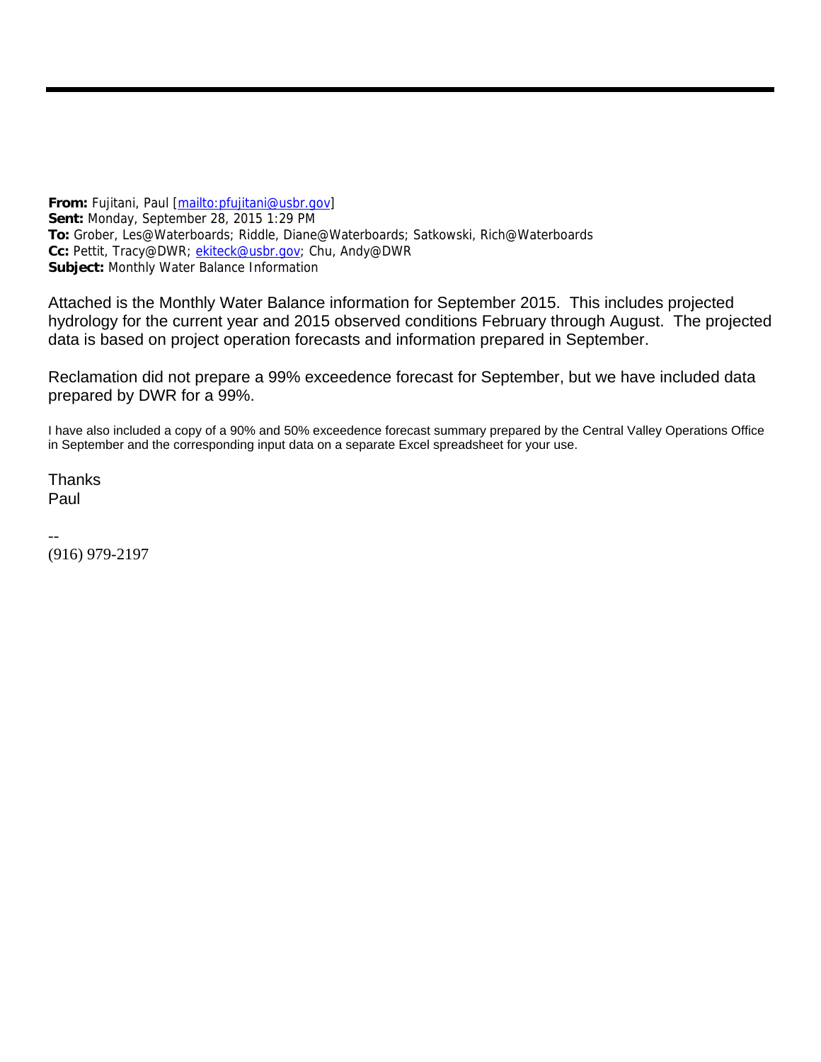**From:** Fujitani, Paul [mailto:pfujitani@usbr.gov]
**Sent:** Monday, September 28, 2015 1:29 PM
**To:** Grober, Les@Waterboards; Riddle, Diane@Waterboards; Satkowski, Rich@Waterboards
**Cc:** Pettit, Tracy@DWR; ekiteck@usbr.gov; Chu, Andy@DWR
**Subject:** Monthly Water Balance Information

Attached is the Monthly Water Balance information for September 2015. This includes projected hydrology for the current year and 2015 observed conditions February through August. The projected data is based on project operation forecasts and information prepared in September.

Reclamation did not prepare a 99% exceedence forecast for September, but we have included data prepared by DWR for a 99%.

I have also included a copy of a 90% and 50% exceedence forecast summary prepared by the Central Valley Operations Office in September and the corresponding input data on a separate Excel spreadsheet for your use.

Thanks
Paul

--
(916) 979-2197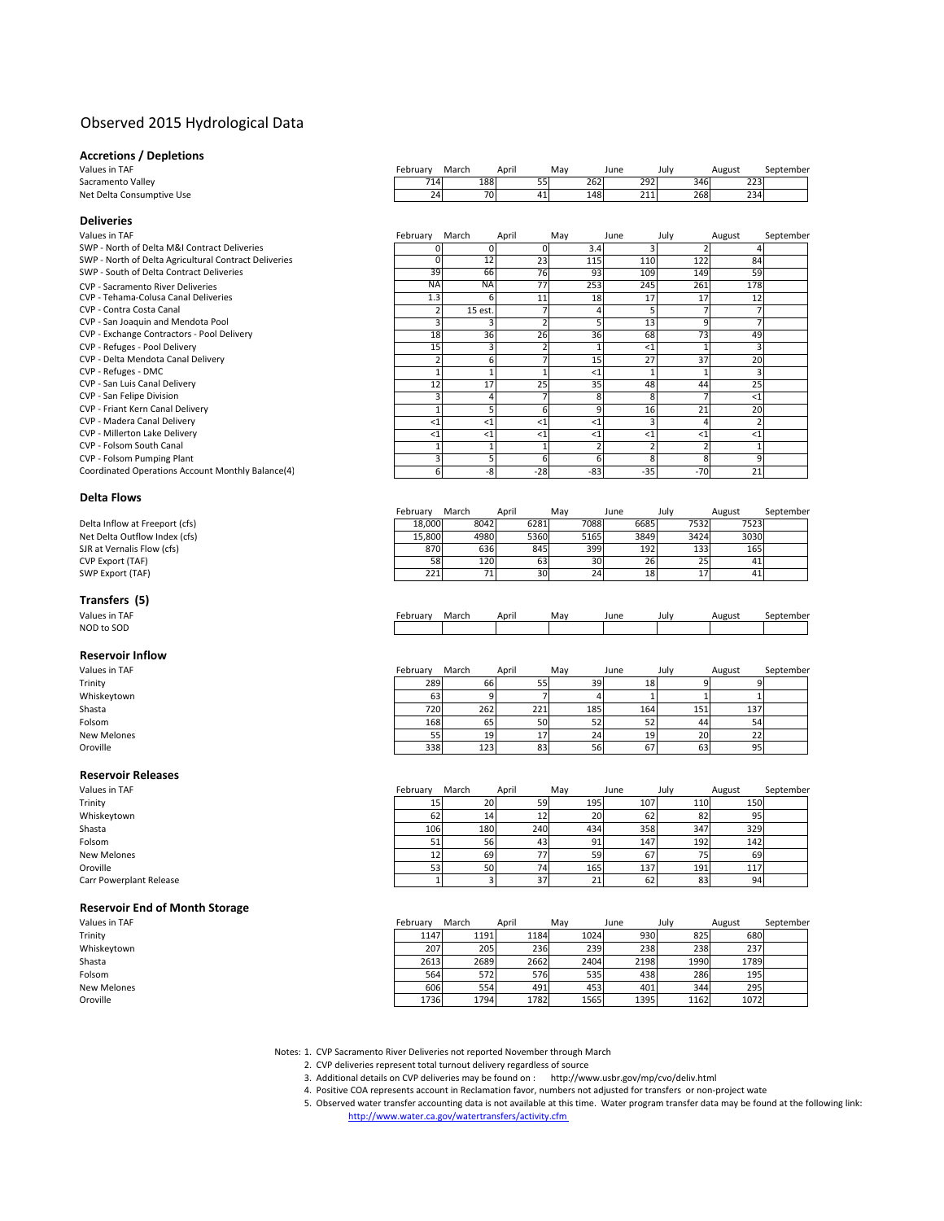# Observed 2015 Hydrological Data

## Accretions / Depletions

| Values in TAF | February | March | April | May | June | July | August | September |
|---|---|---|---|---|---|---|---|---|
| Sacramento Valley | 714 | 188 | 55 | 262 | 292 | 346 | 223 | |
| Net Delta Consumptive Use | 24 | 70 | 41 | 148 | 211 | 268 | 234 | |

## Deliveries

| Values in TAF | February | March | April | May | June | July | August | September |
|---|---|---|---|---|---|---|---|---|
| SWP - North of Delta M&I Contract Deliveries | 0 | 0 | 0 | 3.4 | 3 | 2 | 4 | |
| SWP - North of Delta Agricultural Contract Deliveries | 0 | 12 | 23 | 115 | 110 | 122 | 84 | |
| SWP - South of Delta Contract Deliveries | 39 | 66 | 76 | 93 | 109 | 149 | 59 | |
| CVP - Sacramento River Deliveries | NA | NA | 77 | 253 | 245 | 261 | 178 | |
| CVP - Tehama-Colusa Canal Deliveries | 1.3 | 6 | 11 | 18 | 17 | 17 | 12 | |
| CVP - Contra Costa Canal | 2 | 15 est. | 7 | 4 | 5 | 7 | 7 | |
| CVP - San Joaquin and Mendota Pool | 3 | 3 | 2 | 5 | 13 | 9 | 7 | |
| CVP - Exchange Contractors - Pool Delivery | 18 | 36 | 26 | 36 | 68 | 73 | 49 | |
| CVP - Refuges - Pool Delivery | 15 | 3 | 2 | 1 | <1 | 1 | 3 | |
| CVP - Delta Mendota Canal Delivery | 2 | 6 | 7 | 15 | 27 | 37 | 20 | |
| CVP - Refuges - DMC | 1 | 1 | 1 | <1 | 1 | 1 | 3 | |
| CVP - San Luis Canal Delivery | 12 | 17 | 25 | 35 | 48 | 44 | 25 | |
| CVP - San Felipe Division | 3 | 4 | 7 | 8 | 8 | 7 | <1 | |
| CVP - Friant Kern Canal Delivery | 1 | 5 | 6 | 9 | 16 | 21 | 20 | |
| CVP - Madera Canal Delivery | <1 | <1 | <1 | <1 | 3 | 4 | 2 | |
| CVP - Millerton Lake Delivery | <1 | <1 | <1 | <1 | <1 | <1 | <1 | |
| CVP - Folsom South Canal | 1 | 1 | 1 | 2 | 2 | 2 | 1 | |
| CVP - Folsom Pumping Plant | 3 | 5 | 6 | 6 | 8 | 8 | 9 | |
| Coordinated Operations Account Monthly Balance(4) | 6 | -8 | -28 | -83 | -35 | -70 | 21 | |

## Delta Flows

| | February | March | April | May | June | July | August | September |
|---|---|---|---|---|---|---|---|---|
| Delta Inflow at Freeport (cfs) | 18,000 | 8042 | 6281 | 7088 | 6685 | 7532 | 7523 | |
| Net Delta Outflow Index (cfs) | 15,800 | 4980 | 5360 | 5165 | 3849 | 3424 | 3030 | |
| SJR at Vernalis Flow (cfs) | 870 | 636 | 845 | 399 | 192 | 133 | 165 | |
| CVP Export (TAF) | 58 | 120 | 63 | 30 | 26 | 25 | 41 | |
| SWP Export (TAF) | 221 | 71 | 30 | 24 | 18 | 17 | 41 | |

## Transfers (5)

| Values in TAF | February | March | April | May | June | July | August | September |
|---|---|---|---|---|---|---|---|---|
| NOD to SOD | | | | | | | | |

## Reservoir Inflow

| Values in TAF | February | March | April | May | June | July | August | September |
|---|---|---|---|---|---|---|---|---|
| Trinity | 289 | 66 | 55 | 39 | 18 | 9 | 9 | |
| Whiskeytown | 63 | 9 | 7 | 4 | 1 | 1 | 1 | |
| Shasta | 720 | 262 | 221 | 185 | 164 | 151 | 137 | |
| Folsom | 168 | 65 | 50 | 52 | 52 | 44 | 54 | |
| New Melones | 55 | 19 | 17 | 24 | 19 | 20 | 22 | |
| Oroville | 338 | 123 | 83 | 56 | 67 | 63 | 95 | |

## Reservoir Releases

| Values in TAF | February | March | April | May | June | July | August | September |
|---|---|---|---|---|---|---|---|---|
| Trinity | 15 | 20 | 59 | 195 | 107 | 110 | 150 | |
| Whiskeytown | 62 | 14 | 12 | 20 | 62 | 82 | 95 | |
| Shasta | 106 | 180 | 240 | 434 | 358 | 347 | 329 | |
| Folsom | 51 | 56 | 43 | 91 | 147 | 192 | 142 | |
| New Melones | 12 | 69 | 77 | 59 | 67 | 75 | 69 | |
| Oroville | 53 | 50 | 74 | 165 | 137 | 191 | 117 | |
| Carr Powerplant Release | 1 | 3 | 37 | 21 | 62 | 83 | 94 | |

## Reservoir End of Month Storage

| Values in TAF | February | March | April | May | June | July | August | September |
|---|---|---|---|---|---|---|---|---|
| Trinity | 1147 | 1191 | 1184 | 1024 | 930 | 825 | 680 | |
| Whiskeytown | 207 | 205 | 236 | 239 | 238 | 238 | 237 | |
| Shasta | 2613 | 2689 | 2662 | 2404 | 2198 | 1990 | 1789 | |
| Folsom | 564 | 572 | 576 | 535 | 438 | 286 | 195 | |
| New Melones | 606 | 554 | 491 | 453 | 401 | 344 | 295 | |
| Oroville | 1736 | 1794 | 1782 | 1565 | 1395 | 1162 | 1072 | |

Notes:
1. CVP Sacramento River Deliveries not reported November through March
2. CVP deliveries represent total turnout delivery regardless of source
3. Additional details on CVP deliveries may be found on : http://www.usbr.gov/mp/cvo/deliv.html
4. Positive COA represents account in Reclamation favor, numbers not adjusted for transfers or non-project water
5. Observed water transfer accounting data is not available at this time. Water program transfer data may be found at the following link: http://www.water.ca.gov/watertransfers/activity.cfm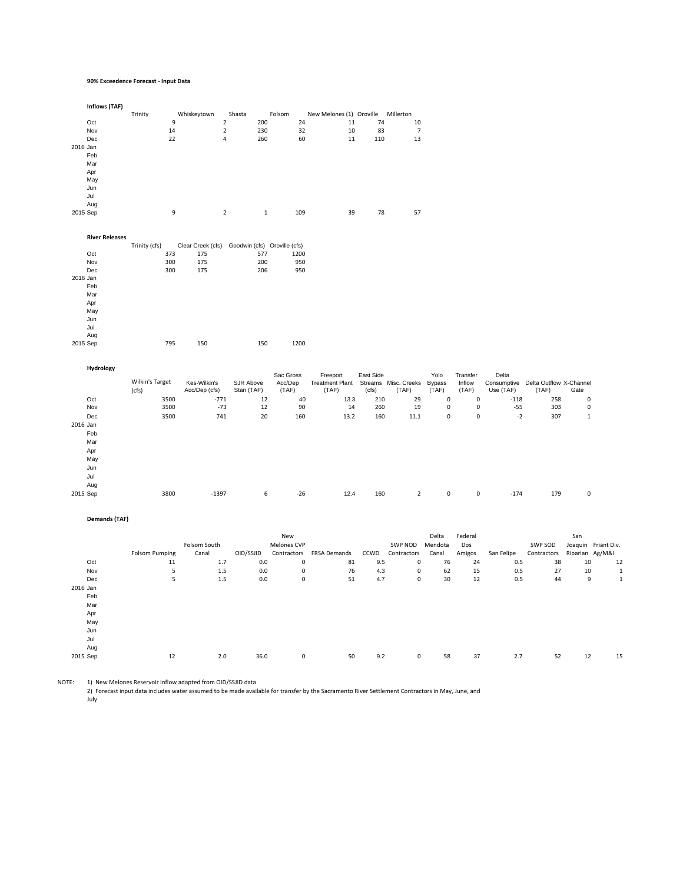**90% Exceedence Forecast - Input Data**

**Inflows (TAF)**

| | Trinity | Whiskeytown | Shasta | Folsom | New Melones (1) | Oroville | Millerton |
|---|---|---|---|---|---|---|---|
| Oct | 9 | 2 | 200 | 24 | 11 | 74 | 10 |
| Nov | 14 | 2 | 230 | 32 | 10 | 83 | 7 |
| Dec | 22 | 4 | 260 | 60 | 11 | 110 | 13 |
| 2016 Jan | | | | | | | |
| Feb | | | | | | | |
| Mar | | | | | | | |
| Apr | | | | | | | |
| May | | | | | | | |
| Jun | | | | | | | |
| Jul | | | | | | | |
| Aug | | | | | | | |
| 2015 Sep | 9 | 2 | 1 | 109 | 39 | 78 | 57 |

**River Releases**

| | Trinity (cfs) | Clear Creek (cfs) | Goodwin (cfs) | Oroville (cfs) |
|---|---|---|---|---|
| Oct | 373 | 175 | 577 | 1200 |
| Nov | 300 | 175 | 200 | 950 |
| Dec | 300 | 175 | 206 | 950 |
| 2016 Jan | | | | |
| Feb | | | | |
| Mar | | | | |
| Apr | | | | |
| May | | | | |
| Jun | | | | |
| Jul | | | | |
| Aug | | | | |
| 2015 Sep | 795 | 150 | 150 | 1200 |

**Hydrology**

| | Wilkin's Target (cfs) | Kes-Wilkin's Acc/Dep (cfs) | SJR Above Stan (TAF) | Sac Gross Acc/Dep (TAF) | Freeport Treatment Plant (TAF) | East Side Streams (cfs) | Misc. Creeks (TAF) | Yolo Bypass (TAF) | Transfer Inflow (TAF) | Delta Consumptive Use (TAF) | Delta Outflow (TAF) | X-Channel Gate |
|---|---|---|---|---|---|---|---|---|---|---|---|---|
| Oct | 3500 | -771 | 12 | 40 | 13.3 | 210 | 29 | 0 | 0 | -118 | 258 | 0 |
| Nov | 3500 | -73 | 12 | 90 | 14 | 260 | 19 | 0 | 0 | -55 | 303 | 0 |
| Dec | 3500 | 741 | 20 | 160 | 13.2 | 160 | 11.1 | 0 | 0 | -2 | 307 | 1 |
| 2016 Jan | | | | | | | | | | | | |
| Feb | | | | | | | | | | | | |
| Mar | | | | | | | | | | | | |
| Apr | | | | | | | | | | | | |
| May | | | | | | | | | | | | |
| Jun | | | | | | | | | | | | |
| Jul | | | | | | | | | | | | |
| Aug | | | | | | | | | | | | |
| 2015 Sep | 3800 | -1397 | 6 | -26 | 12.4 | 160 | 2 | 0 | 0 | -174 | 179 | 0 |

**Demands (TAF)**

| | Folsom Pumping | Folsom South Canal | OID/SSJID | New Melones CVP Contractors | FRSA Demands | CCWD | SWP NOD Contractors | Delta Mendota Canal | Federal Dos Amigos | San Felipe | SWP SOD Contractors | San Joaquin Riparian | Friant Div. Ag/M&I |
|---|---|---|---|---|---|---|---|---|---|---|---|---|---|
| Oct | 11 | 1.7 | 0.0 | 0 | 81 | 9.5 | 0 | 76 | 24 | 0.5 | 38 | 10 | 12 |
| Nov | 5 | 1.5 | 0.0 | 0 | 76 | 4.3 | 0 | 62 | 15 | 0.5 | 27 | 10 | 1 |
| Dec | 5 | 1.5 | 0.0 | 0 | 51 | 4.7 | 0 | 30 | 12 | 0.5 | 44 | 9 | 1 |
| 2016 Jan | | | | | | | | | | | | | |
| Feb | | | | | | | | | | | | | |
| Mar | | | | | | | | | | | | | |
| Apr | | | | | | | | | | | | | |
| May | | | | | | | | | | | | | |
| Jun | | | | | | | | | | | | | |
| Jul | | | | | | | | | | | | | |
| Aug | | | | | | | | | | | | | |
| 2015 Sep | 12 | 2.0 | 36.0 | 0 | 50 | 9.2 | 0 | 58 | 37 | 2.7 | 52 | 12 | 15 |

NOTE: 1) New Melones Reservoir inflow adapted from OID/SSJID data

2) Forecast input data includes water assumed to be made available for transfer by the Sacramento River Settlement Contractors in May, June, and July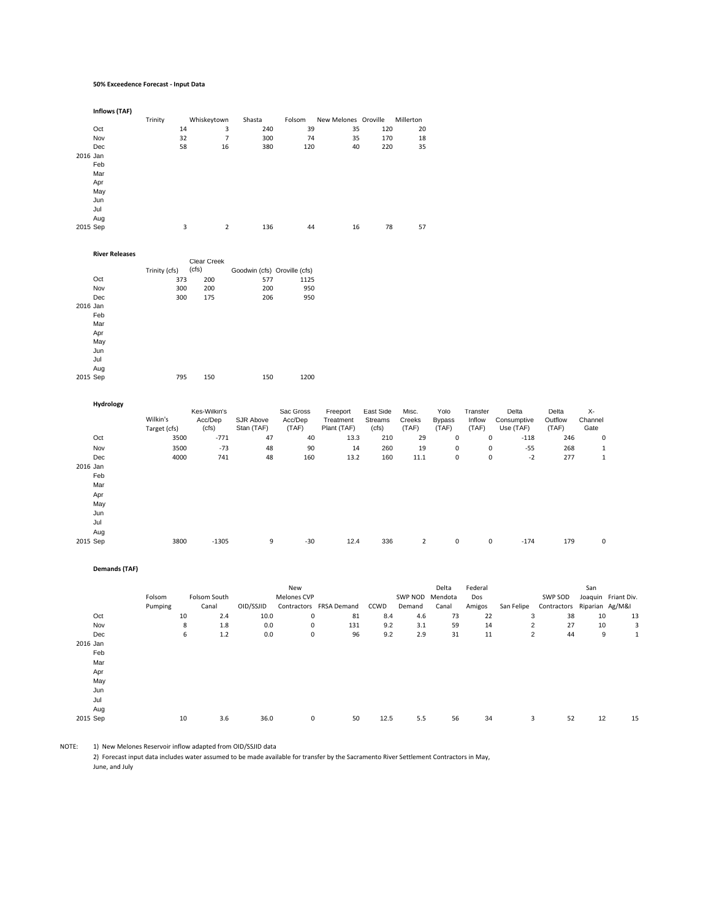**50% Exceedence Forecast - Input Data**

**Inflows (TAF)**

| | Trinity | Whiskeytown | Shasta | Folsom | New Melones | Oroville | Millerton |
|---|---|---|---|---|---|---|---|
| Oct | 14 | 3 | 240 | 39 | 35 | 120 | 20 |
| Nov | 32 | 7 | 300 | 74 | 35 | 170 | 18 |
| Dec | 58 | 16 | 380 | 120 | 40 | 220 | 35 |
| 2016 Jan | | | | | | | |
| Feb | | | | | | | |
| Mar | | | | | | | |
| Apr | | | | | | | |
| May | | | | | | | |
| Jun | | | | | | | |
| Jul | | | | | | | |
| Aug | | | | | | | |
| 2015 Sep | 3 | 2 | 136 | 44 | 16 | 78 | 57 |

**River Releases**

| | Trinity (cfs) | Clear Creek (cfs) | Goodwin (cfs) | Oroville (cfs) |
|---|---|---|---|---|
| Oct | 373 | 200 | 577 | 1125 |
| Nov | 300 | 200 | 200 | 950 |
| Dec | 300 | 175 | 206 | 950 |
| 2016 Jan | | | | |
| Feb | | | | |
| Mar | | | | |
| Apr | | | | |
| May | | | | |
| Jun | | | | |
| Jul | | | | |
| Aug | | | | |
| 2015 Sep | 795 | 150 | 150 | 1200 |

**Hydrology**

| | Wilkin's Target (cfs) | Kes-Wilkin's Acc/Dep (cfs) | SJR Above Stan (TAF) | Sac Gross Acc/Dep (TAF) | Freeport Treatment Plant (TAF) | East Side Streams (cfs) | Misc. Creeks (TAF) | Yolo Bypass (TAF) | Transfer Inflow (TAF) | Delta Consumptive Use (TAF) | Delta Outflow (TAF) | X-Channel Gate |
|---|---|---|---|---|---|---|---|---|---|---|---|---|
| Oct | 3500 | -771 | 47 | 40 | 13.3 | 210 | 29 | 0 | 0 | -118 | 246 | 0 |
| Nov | 3500 | -73 | 48 | 90 | 14 | 260 | 19 | 0 | 0 | -55 | 268 | 1 |
| Dec | 4000 | 741 | 48 | 160 | 13.2 | 160 | 11.1 | 0 | 0 | -2 | 277 | 1 |
| 2016 Jan | | | | | | | | | | | | |
| Feb | | | | | | | | | | | | |
| Mar | | | | | | | | | | | | |
| Apr | | | | | | | | | | | | |
| May | | | | | | | | | | | | |
| Jun | | | | | | | | | | | | |
| Jul | | | | | | | | | | | | |
| Aug | | | | | | | | | | | | |
| 2015 Sep | 3800 | -1305 | 9 | -30 | 12.4 | 336 | 2 | 0 | 0 | -174 | 179 | 0 |

**Demands (TAF)**

| | Folsom Pumping | Folsom South Canal | OID/SSJID | New Melones CVP Contractors | FRSA Demand | CCWD | SWP NOD Demand | Delta Mendota Canal | Federal Dos Amigos | San Felipe | SWP SOD Contractors | San Joaquin Riparian | Friant Div. Ag/M&I |
|---|---|---|---|---|---|---|---|---|---|---|---|---|---|
| Oct | 10 | 2.4 | 10.0 | 0 | 81 | 8.4 | 4.6 | 73 | 22 | 3 | 38 | 10 | 13 |
| Nov | 8 | 1.8 | 0.0 | 0 | 131 | 9.2 | 3.1 | 59 | 14 | 2 | 27 | 10 | 3 |
| Dec | 6 | 1.2 | 0.0 | 0 | 96 | 9.2 | 2.9 | 31 | 11 | 2 | 44 | 9 | 1 |
| 2016 Jan | | | | | | | | | | | | | |
| Feb | | | | | | | | | | | | | |
| Mar | | | | | | | | | | | | | |
| Apr | | | | | | | | | | | | | |
| May | | | | | | | | | | | | | |
| Jun | | | | | | | | | | | | | |
| Jul | | | | | | | | | | | | | |
| Aug | | | | | | | | | | | | | |
| 2015 Sep | 10 | 3.6 | 36.0 | 0 | 50 | 12.5 | 5.5 | 56 | 34 | 3 | 52 | 12 | 15 |

NOTE:
1) New Melones Reservoir inflow adapted from OID/SSJID data
2) Forecast input data includes water assumed to be made available for transfer by the Sacramento River Settlement Contractors in May, June, and July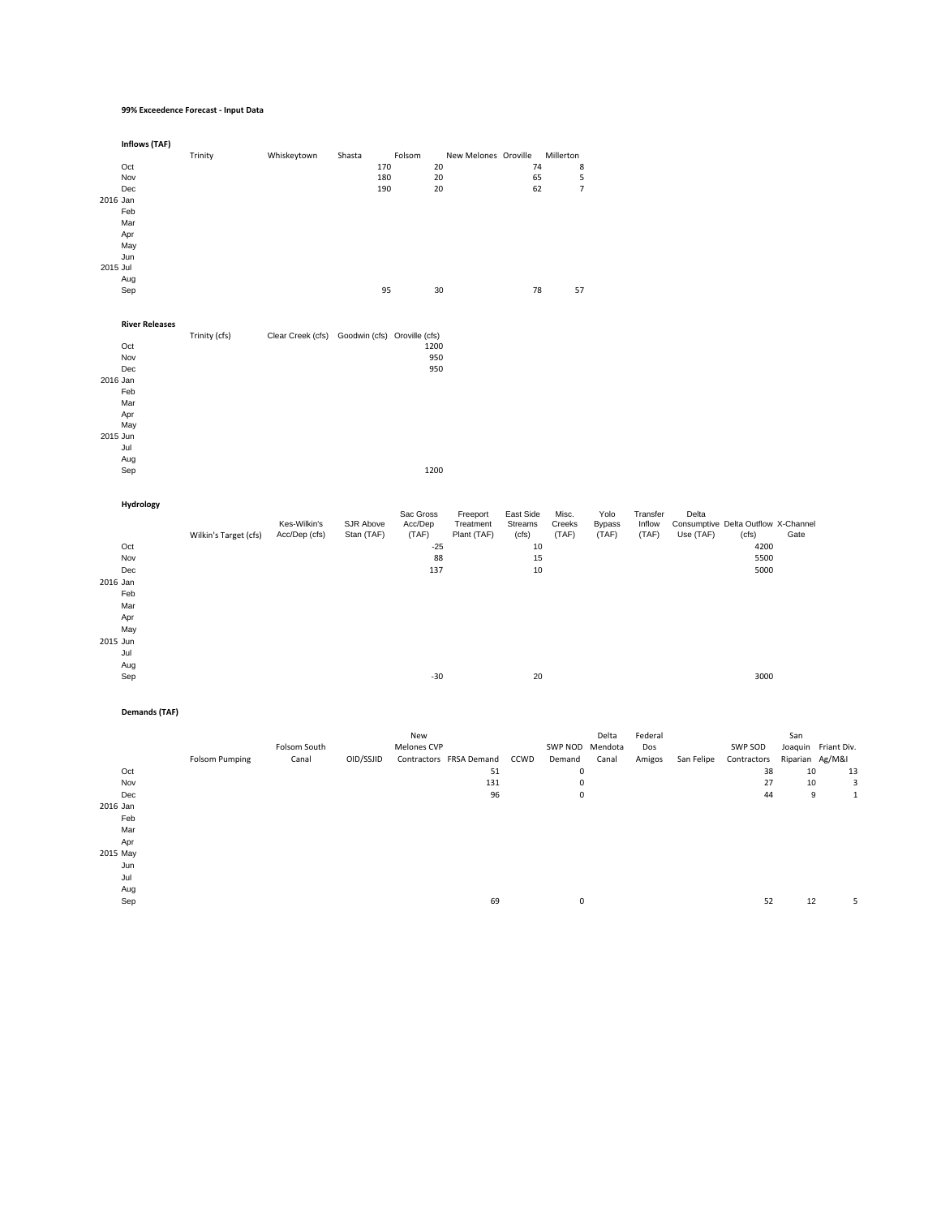**99% Exceedence Forecast - Input Data**

**Inflows (TAF)**

| | Trinity | Whiskeytown | Shasta | Folsom | New Melones | Oroville | Millerton |
|---|---|---|---|---|---|---|---|
| Oct | | | 170 | 20 | | 74 | 8 |
| Nov | | | 180 | 20 | | 65 | 5 |
| Dec | | | 190 | 20 | | 62 | 7 |
| 2016 Jan | | | | | | | |
| Feb | | | | | | | |
| Mar | | | | | | | |
| Apr | | | | | | | |
| May | | | | | | | |
| Jun | | | | | | | |
| 2015 Jul | | | | | | | |
| Aug | | | | | | | |
| Sep | | | 95 | 30 | | 78 | 57 |

**River Releases**

| | Trinity (cfs) | Clear Creek (cfs) | Goodwin (cfs) | Oroville (cfs) |
|---|---|---|---|---|
| Oct | | | | 1200 |
| Nov | | | | 950 |
| Dec | | | | 950 |
| 2016 Jan | | | | |
| Feb | | | | |
| Mar | | | | |
| Apr | | | | |
| May | | | | |
| 2015 Jun | | | | |
| Jul | | | | |
| Aug | | | | |
| Sep | | | | 1200 |

**Hydrology**

| | Wilkin's Target (cfs) | Kes-Wilkin's Acc/Dep (cfs) | SJR Above Stan (TAF) | Sac Gross Acc/Dep (TAF) | Freeport Treatment Plant (TAF) | East Side Streams (cfs) | Misc. Creeks (TAF) | Yolo Bypass (TAF) | Transfer Inflow (TAF) | Delta Consumptive Use (TAF) | Delta Outflow (cfs) | X-Channel Gate |
|---|---|---|---|---|---|---|---|---|---|---|---|---|
| Oct | | | | -25 | | 10 | | | | | 4200 | |
| Nov | | | | 88 | | 15 | | | | | 5500 | |
| Dec | | | | 137 | | 10 | | | | | 5000 | |
| 2016 Jan | | | | | | | | | | | | |
| Feb | | | | | | | | | | | | |
| Mar | | | | | | | | | | | | |
| Apr | | | | | | | | | | | | |
| May | | | | | | | | | | | | |
| 2015 Jun | | | | | | | | | | | | |
| Jul | | | | | | | | | | | | |
| Aug | | | | | | | | | | | | |
| Sep | | | | -30 | | 20 | | | | | 3000 | |

**Demands (TAF)**

| | Folsom Pumping | Folsom South Canal | OID/SSJID | New Melones CVP Contractors | FRSA Demand | CCWD | SWP NOD Demand | Delta Mendota Canal | Federal Dos Amigos | San Felipe | SWP SOD Contractors | San Joaquin Riparian | Friant Div. Ag/M&I |
|---|---|---|---|---|---|---|---|---|---|---|---|---|---|
| Oct | | | | | 51 | | 0 | | | | 38 | 10 | 13 |
| Nov | | | | | 131 | | 0 | | | | 27 | 10 | 3 |
| Dec | | | | | 96 | | 0 | | | | 44 | 9 | 1 |
| 2016 Jan | | | | | | | | | | | | | |
| Feb | | | | | | | | | | | | | |
| Mar | | | | | | | | | | | | | |
| Apr | | | | | | | | | | | | | |
| 2015 May | | | | | | | | | | | | | |
| Jun | | | | | | | | | | | | | |
| Jul | | | | | | | | | | | | | |
| Aug | | | | | | | | | | | | | |
| Sep | | | | | 69 | | 0 | | | | 52 | 12 | 5 |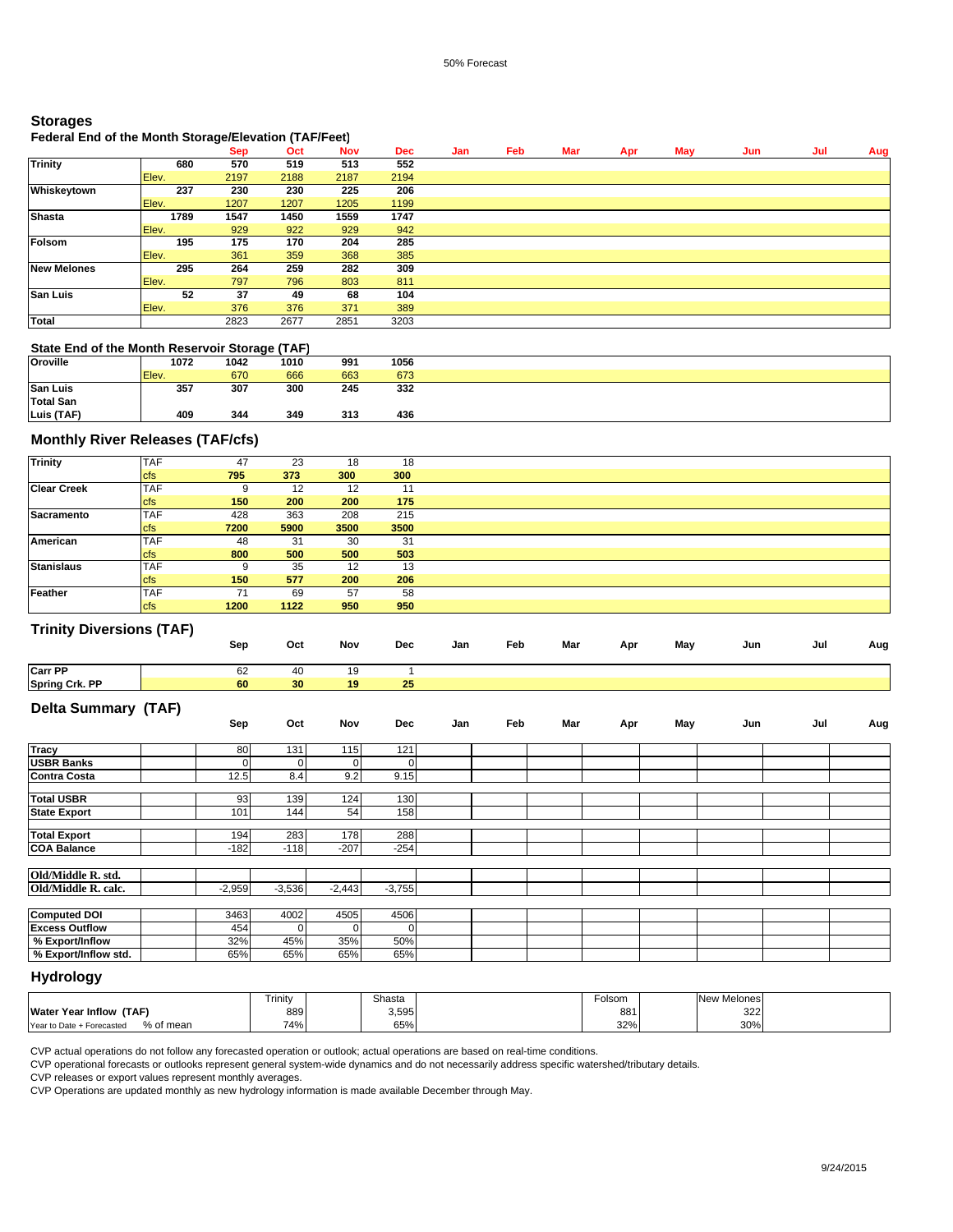50% Forecast

## Storages

### Federal End of the Month Storage/Elevation (TAF/Feet)

| | | | Sep | Oct | Nov | Dec | Jan | Feb | Mar | Apr | May | Jun | Jul | Aug |
|---|---|---|---|---|---|---|---|---|---|---|---|---|---|---|
| Trinity | | 680 | 570 | 519 | 513 | 552 | | | | | | | | |
| | Elev. | | 2197 | 2188 | 2187 | 2194 | | | | | | | | |
| Whiskeytown | | 237 | 230 | 230 | 225 | 206 | | | | | | | | |
| | Elev. | | 1207 | 1207 | 1205 | 1199 | | | | | | | | |
| Shasta | | 1789 | 1547 | 1450 | 1559 | 1747 | | | | | | | | |
| | Elev. | | 929 | 922 | 929 | 942 | | | | | | | | |
| Folsom | | 195 | 175 | 170 | 204 | 285 | | | | | | | | |
| | Elev. | | 361 | 359 | 368 | 385 | | | | | | | | |
| New Melones | | 295 | 264 | 259 | 282 | 309 | | | | | | | | |
| | Elev. | | 797 | 796 | 803 | 811 | | | | | | | | |
| San Luis | | 52 | 37 | 49 | 68 | 104 | | | | | | | | |
| | Elev. | | 376 | 376 | 371 | 389 | | | | | | | | |
| Total | | | 2823 | 2677 | 2851 | 3203 | | | | | | | | |

### State End of the Month Reservoir Storage (TAF)

| | | | | | | |
|---|---|---|---|---|---|---|
| Oroville | | 1072 | 1042 | 1010 | 991 | 1056 |
| | Elev. | | 670 | 666 | 663 | 673 |
| San Luis | | 357 | 307 | 300 | 245 | 332 |
| Total San Luis (TAF) | | 409 | 344 | 349 | 313 | 436 |

## Monthly River Releases (TAF/cfs)

| | | | | | |
|---|---|---|---|---|---|
| Trinity | TAF | 47 | 23 | 18 | 18 |
| | cfs | 795 | 373 | 300 | 300 |
| Clear Creek | TAF | 9 | 12 | 12 | 11 |
| | cfs | 150 | 200 | 200 | 175 |
| Sacramento | TAF | 428 | 363 | 208 | 215 |
| | cfs | 7200 | 5900 | 3500 | 3500 |
| American | TAF | 48 | 31 | 30 | 31 |
| | cfs | 800 | 500 | 500 | 503 |
| Stanislaus | TAF | 9 | 35 | 12 | 13 |
| | cfs | 150 | 577 | 200 | 206 |
| Feather | TAF | 71 | 69 | 57 | 58 |
| | cfs | 1200 | 1122 | 950 | 950 |

## Trinity Diversions (TAF)

| | | Sep | Oct | Nov | Dec | Jan | Feb | Mar | Apr | May | Jun | Jul | Aug |
|---|---|---|---|---|---|---|---|---|---|---|---|---|---|
| Carr PP | | 62 | 40 | 19 | 1 | | | | | | | | |
| Spring Crk. PP | | 60 | 30 | 19 | 25 | | | | | | | | |

## Delta Summary (TAF)

| | | Sep | Oct | Nov | Dec | Jan | Feb | Mar | Apr | May | Jun | Jul | Aug |
|---|---|---|---|---|---|---|---|---|---|---|---|---|---|
| Tracy | | 80 | 131 | 115 | 121 | | | | | | | | |
| USBR Banks | | 0 | 0 | 0 | 0 | | | | | | | | |
| Contra Costa | | 12.5 | 8.4 | 9.2 | 9.15 | | | | | | | | |
| Total USBR | | 93 | 139 | 124 | 130 | | | | | | | | |
| State Export | | 101 | 144 | 54 | 158 | | | | | | | | |
| Total Export | | 194 | 283 | 178 | 288 | | | | | | | | |
| COA Balance | | -182 | -118 | -207 | -254 | | | | | | | | |
| Old/Middle R. std. | | | | | | | | | | | | | |
| Old/Middle R. calc. | | -2,959 | -3,536 | -2,443 | -3,755 | | | | | | | | |
| Computed DOI | | 3463 | 4002 | 4505 | 4506 | | | | | | | | |
| Excess Outflow | | 454 | 0 | 0 | 0 | | | | | | | | |
| % Export/Inflow | | 32% | 45% | 35% | 50% | | | | | | | | |
| % Export/Inflow std. | | 65% | 65% | 65% | 65% | | | | | | | | |

## Hydrology

| | Trinity | Shasta | Folsom | New Melones |
|---|---|---|---|---|
| Water Year Inflow (TAF) | 889 | 3,595 | 881 | 322 |
| Year to Date + Forecasted % of mean | 74% | 65% | 32% | 30% |

CVP actual operations do not follow any forecasted operation or outlook; actual operations are based on real-time conditions.

CVP operational forecasts or outlooks represent general system-wide dynamics and do not necessarily address specific watershed/tributary details.

CVP releases or export values represent monthly averages.

CVP Operations are updated monthly as new hydrology information is made available December through May.

9/24/2015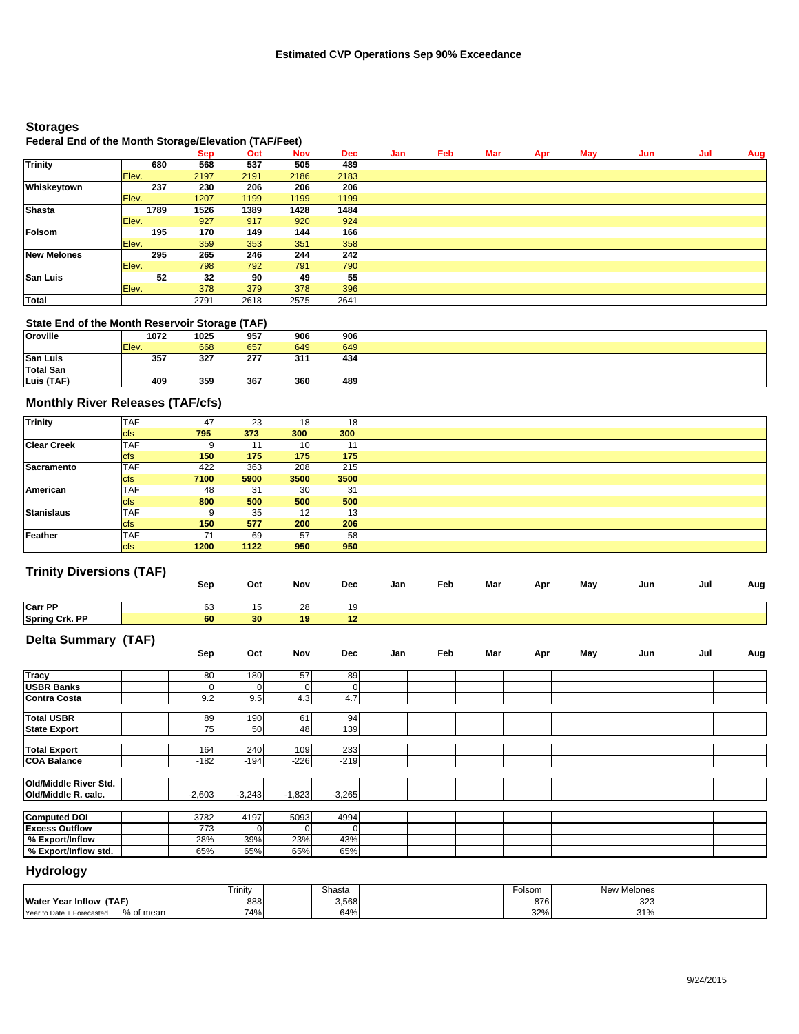# Estimated CVP Operations Sep 90% Exceedance

## Storages

### Federal End of the Month Storage/Elevation (TAF/Feet)

| | | | Sep | Oct | Nov | Dec | Jan | Feb | Mar | Apr | May | Jun | Jul | Aug |
|---|---|---|---|---|---|---|---|---|---|---|---|---|---|---|
| **Trinity** | | **680** | **568** | **537** | **505** | **489** | | | | | | | | |
| | Elev. | | 2197 | 2191 | 2186 | 2183 | | | | | | | | |
| **Whiskeytown** | | **237** | **230** | **206** | **206** | **206** | | | | | | | | |
| | Elev. | | 1207 | 1199 | 1199 | 1199 | | | | | | | | |
| **Shasta** | | **1789** | **1526** | **1389** | **1428** | **1484** | | | | | | | | |
| | Elev. | | 927 | 917 | 920 | 924 | | | | | | | | |
| **Folsom** | | **195** | **170** | **149** | **144** | **166** | | | | | | | | |
| | Elev. | | 359 | 353 | 351 | 358 | | | | | | | | |
| **New Melones** | | **295** | **265** | **246** | **244** | **242** | | | | | | | | |
| | Elev. | | 798 | 792 | 791 | 790 | | | | | | | | |
| **San Luis** | | **52** | **32** | **90** | **49** | **55** | | | | | | | | |
| | Elev. | | 378 | 379 | 378 | 396 | | | | | | | | |
| **Total** | | | 2791 | 2618 | 2575 | 2641 | | | | | | | | |

### State End of the Month Reservoir Storage (TAF)

| | | | Sep | Oct | Nov | Dec |
|---|---|---|---|---|---|---|
| **Oroville** | | **1072** | **1025** | **957** | **906** | **906** |
| | Elev. | | 668 | 657 | 649 | 649 |
| **San Luis** | | **357** | **327** | **277** | **311** | **434** |
| **Total San Luis (TAF)** | | **409** | **359** | **367** | **360** | **489** |

## Monthly River Releases (TAF/cfs)

| | | Sep | Oct | Nov | Dec |
|---|---|---|---|---|---|
| **Trinity** | TAF | 47 | 23 | 18 | 18 |
| | cfs | **795** | **373** | **300** | **300** |
| **Clear Creek** | TAF | 9 | 11 | 10 | 11 |
| | cfs | **150** | **175** | **175** | **175** |
| **Sacramento** | TAF | 422 | 363 | 208 | 215 |
| | cfs | **7100** | **5900** | **3500** | **3500** |
| **American** | TAF | 48 | 31 | 30 | 31 |
| | cfs | **800** | **500** | **500** | **500** |
| **Stanislaus** | TAF | 9 | 35 | 12 | 13 |
| | cfs | **150** | **577** | **200** | **206** |
| **Feather** | TAF | 71 | 69 | 57 | 58 |
| | cfs | **1200** | **1122** | **950** | **950** |

## Trinity Diversions (TAF)

| | Sep | Oct | Nov | Dec | Jan | Feb | Mar | Apr | May | Jun | Jul | Aug |
|---|---|---|---|---|---|---|---|---|---|---|---|---|
| **Carr PP** | 63 | 15 | 28 | 19 | | | | | | | | |
| **Spring Crk. PP** | **60** | **30** | **19** | **12** | | | | | | | | |

## Delta Summary (TAF)

| | Sep | Oct | Nov | Dec | Jan | Feb | Mar | Apr | May | Jun | Jul | Aug |
|---|---|---|---|---|---|---|---|---|---|---|---|---|
| **Tracy** | 80 | 180 | 57 | 89 | | | | | | | | |
| **USBR Banks** | 0 | 0 | 0 | 0 | | | | | | | | |
| **Contra Costa** | 9.2 | 9.5 | 4.3 | 4.7 | | | | | | | | |
| **Total USBR** | 89 | 190 | 61 | 94 | | | | | | | | |
| **State Export** | 75 | 50 | 48 | 139 | | | | | | | | |
| **Total Export** | 164 | 240 | 109 | 233 | | | | | | | | |
| **COA Balance** | -182 | -194 | -226 | -219 | | | | | | | | |
| **Old/Middle River Std.** | | | | | | | | | | | | |
| **Old/Middle R. calc.** | -2,603 | -3,243 | -1,823 | -3,265 | | | | | | | | |
| **Computed DOI** | 3782 | 4197 | 5093 | 4994 | | | | | | | | |
| **Excess Outflow** | 773 | 0 | 0 | 0 | | | | | | | | |
| **% Export/Inflow** | 28% | 39% | 23% | 43% | | | | | | | | |
| **% Export/Inflow std.** | 65% | 65% | 65% | 65% | | | | | | | | |

## Hydrology

| | Trinity | Shasta | Folsom | New Melones |
|---|---|---|---|---|
| **Water Year Inflow (TAF)** | 888 | 3,568 | 876 | 323 |
| Year to Date + Forecasted % of mean | 74% | 64% | 32% | 31% |

9/24/2015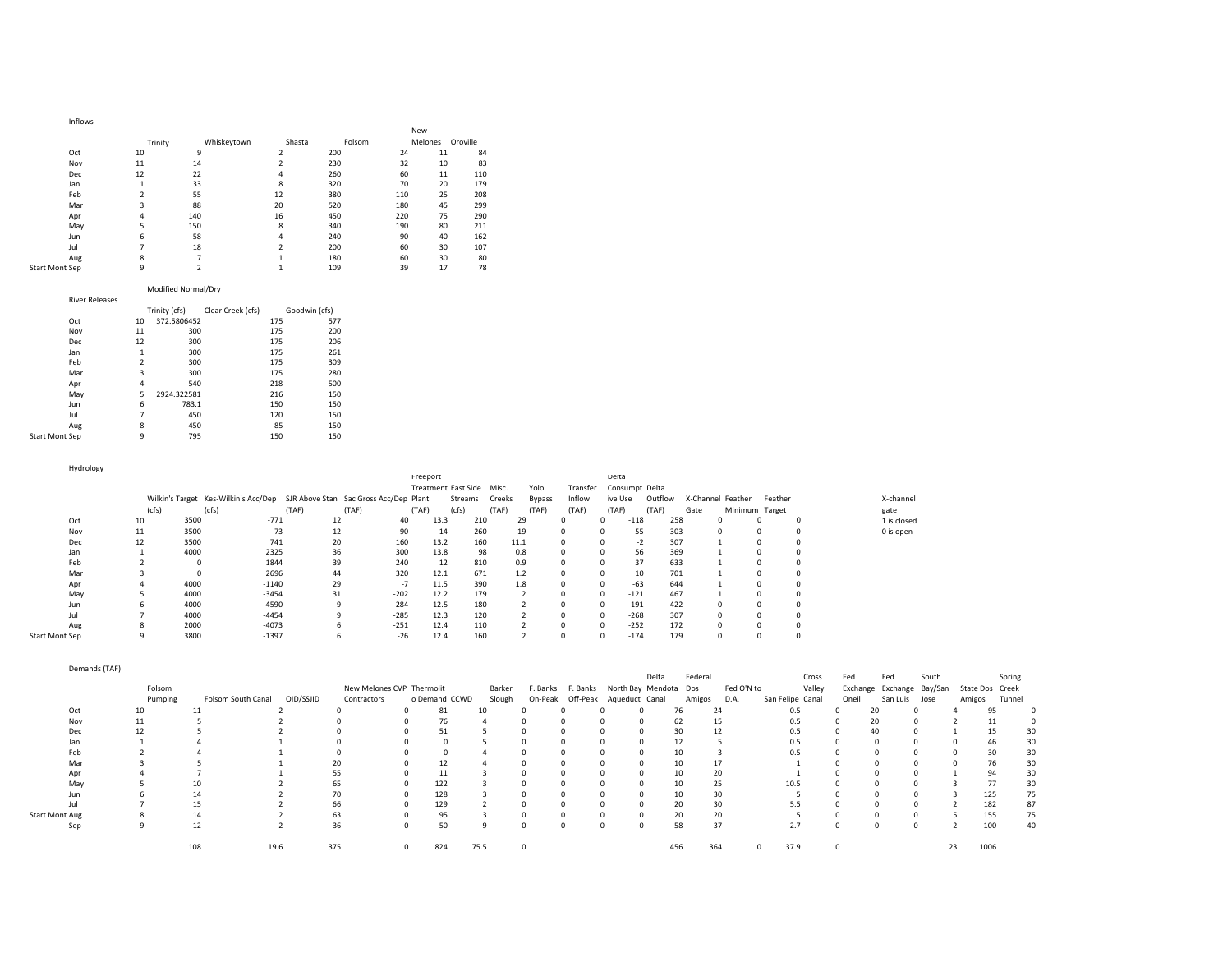### Inflows

| | | Trinity | Whiskeytown | Shasta | Folsom | New Melones | Oroville |
|---|---|---|---|---|---|---|---|
| Oct | 10 | 9 | 2 | 200 | 24 | 11 | 84 |
| Nov | 11 | 14 | 2 | 230 | 32 | 10 | 83 |
| Dec | 12 | 22 | 4 | 260 | 60 | 11 | 110 |
| Jan | 1 | 33 | 8 | 320 | 70 | 20 | 179 |
| Feb | 2 | 55 | 12 | 380 | 110 | 25 | 208 |
| Mar | 3 | 88 | 20 | 520 | 180 | 45 | 299 |
| Apr | 4 | 140 | 16 | 450 | 220 | 75 | 290 |
| May | 5 | 150 | 8 | 340 | 190 | 80 | 211 |
| Jun | 6 | 58 | 4 | 240 | 90 | 40 | 162 |
| Jul | 7 | 18 | 2 | 200 | 60 | 30 | 107 |
| Aug | 8 | 7 | 1 | 180 | 60 | 30 | 80 |
| Start Mont Sep | 9 | 2 | 1 | 109 | 39 | 17 | 78 |

Modified Normal/Dry

### River Releases

| | | Trinity (cfs) | Clear Creek (cfs) | Goodwin (cfs) |
|---|---|---|---|---|
| Oct | 10 | 372.5806452 | 175 | 577 |
| Nov | 11 | 300 | 175 | 200 |
| Dec | 12 | 300 | 175 | 206 |
| Jan | 1 | 300 | 175 | 261 |
| Feb | 2 | 300 | 175 | 309 |
| Mar | 3 | 300 | 175 | 280 |
| Apr | 4 | 540 | 218 | 500 |
| May | 5 | 2924.322581 | 216 | 150 |
| Jun | 6 | 783.1 | 150 | 150 |
| Jul | 7 | 450 | 120 | 150 |
| Aug | 8 | 450 | 85 | 150 |
| Start Mont Sep | 9 | 795 | 150 | 150 |

### Hydrology

| | | Wilkin's Target (cfs) | Kes-Wilkin's Acc/Dep (cfs) | SJR Above Stan (TAF) | Sac Gross Acc/Dep (TAF) | Freeport Treatment Plant (TAF) | East Side Streams (cfs) | Misc. Creeks (TAF) | Yolo Bypass (TAF) | Transfer Inflow (TAF) | Delta Consumptive Use (TAF) | Delta Outflow (TAF) | X-Channel Gate | Feather Minimum | Feather Target |
|---|---|---|---|---|---|---|---|---|---|---|---|---|---|---|---|
| Oct | 10 | 3500 | -771 | 12 | 40 | 13.3 | 210 | 29 | 0 | 0 | -118 | 258 | 0 | 0 | 0 |
| Nov | 11 | 3500 | -73 | 12 | 90 | 14 | 260 | 19 | 0 | 0 | -55 | 303 | 0 | 0 | 0 |
| Dec | 12 | 3500 | 741 | 20 | 160 | 13.2 | 160 | 11.1 | 0 | 0 | -2 | 307 | 1 | 0 | 0 |
| Jan | 1 | 4000 | 2325 | 36 | 300 | 13.8 | 98 | 0.8 | 0 | 0 | 56 | 369 | 1 | 0 | 0 |
| Feb | 2 | 0 | 1844 | 39 | 240 | 12 | 810 | 0.9 | 0 | 0 | 37 | 633 | 1 | 0 | 0 |
| Mar | 3 | 0 | 2696 | 44 | 320 | 12.1 | 671 | 1.2 | 0 | 0 | 10 | 701 | 1 | 0 | 0 |
| Apr | 4 | 4000 | -1140 | 29 | -7 | 11.5 | 390 | 1.8 | 0 | 0 | -63 | 644 | 1 | 0 | 0 |
| May | 5 | 4000 | -3454 | 31 | -202 | 12.2 | 179 | 2 | 0 | 0 | -121 | 467 | 1 | 0 | 0 |
| Jun | 6 | 4000 | -4590 | 9 | -284 | 12.5 | 180 | 2 | 0 | 0 | -191 | 422 | 0 | 0 | 0 |
| Jul | 7 | 4000 | -4454 | 9 | -285 | 12.3 | 120 | 2 | 0 | 0 | -268 | 307 | 0 | 0 | 0 |
| Aug | 8 | 2000 | -4073 | 6 | -251 | 12.4 | 110 | 2 | 0 | 0 | -252 | 172 | 0 | 0 | 0 |
| Start Mont Sep | 9 | 3800 | -1397 | 6 | -26 | 12.4 | 160 | 2 | 0 | 0 | -174 | 179 | 0 | 0 | 0 |

X-channel gate
1 is closed
0 is open

### Demands (TAF)

| | | Folsom Pumping | Folsom South Canal | OID/SSJID | New Melones CVP Contractors | Thermolito Demand | CCWD | Barker Slough | F. Banks On-Peak | F. Banks Off-Peak | North Bay Aqueduct | Delta Mendota Canal | Federal Dos Amigos | Fed O'N to D.A. | San Felipe | Cross Valley Canal | Fed Exchange Oneil | Fed Exchange San Luis | South Bay/San Jose | State Dos Amigos | Spring Creek Tunnel |
|---|---|---|---|---|---|---|---|---|---|---|---|---|---|---|---|---|---|---|---|---|---|
| Oct | 10 | 11 | 2 | 0 | 0 | 81 | 10 | 0 | 0 | 0 | 0 | 76 | 24 | | 0.5 | 0 | 20 | 0 | 4 | 95 | 0 |
| Nov | 11 | 5 | 2 | 0 | 0 | 76 | 4 | 0 | 0 | 0 | 0 | 62 | 15 | | 0.5 | 0 | 20 | 0 | 2 | 11 | 0 |
| Dec | 12 | 5 | 2 | 0 | 0 | 51 | 5 | 0 | 0 | 0 | 0 | 30 | 12 | | 0.5 | 0 | 40 | 0 | 1 | 15 | 30 |
| Jan | 1 | 4 | 1 | 0 | 0 | 0 | 5 | 0 | 0 | 0 | 0 | 12 | 5 | | 0.5 | 0 | 0 | 0 | 0 | 46 | 30 |
| Feb | 2 | 4 | 1 | 0 | 0 | 0 | 4 | 0 | 0 | 0 | 0 | 10 | 3 | | 0.5 | 0 | 0 | 0 | 0 | 30 | 30 |
| Mar | 3 | 5 | 1 | 20 | 0 | 12 | 4 | 0 | 0 | 0 | 0 | 10 | 17 | | 1 | 0 | 0 | 0 | 0 | 76 | 30 |
| Apr | 4 | 7 | 1 | 55 | 0 | 11 | 3 | 0 | 0 | 0 | 0 | 10 | 20 | | 1 | 0 | 0 | 0 | 1 | 94 | 30 |
| May | 5 | 10 | 2 | 65 | 0 | 122 | 3 | 0 | 0 | 0 | 0 | 10 | 25 | | 10.5 | 0 | 0 | 0 | 3 | 77 | 30 |
| Jun | 6 | 14 | 2 | 70 | 0 | 128 | 3 | 0 | 0 | 0 | 0 | 10 | 30 | | 5 | 0 | 0 | 0 | 3 | 125 | 75 |
| Jul | 7 | 15 | 2 | 66 | 0 | 129 | 2 | 0 | 0 | 0 | 0 | 20 | 30 | | 5.5 | 0 | 0 | 0 | 2 | 182 | 87 |
| Start Mont Aug | 8 | 14 | 2 | 63 | 0 | 95 | 3 | 0 | 0 | 0 | 0 | 20 | 20 | | 5 | 0 | 0 | 0 | 5 | 155 | 75 |
| Sep | 9 | 12 | 2 | 36 | 0 | 50 | 9 | 0 | 0 | 0 | 0 | 58 | 37 | | 2.7 | 0 | 0 | 0 | 2 | 100 | 40 |
| | | 108 | 19.6 | 375 | 0 | 824 | 75.5 | 0 | | | | 456 | 364 | 0 | 37.9 | 0 | | | 23 | 1006 | |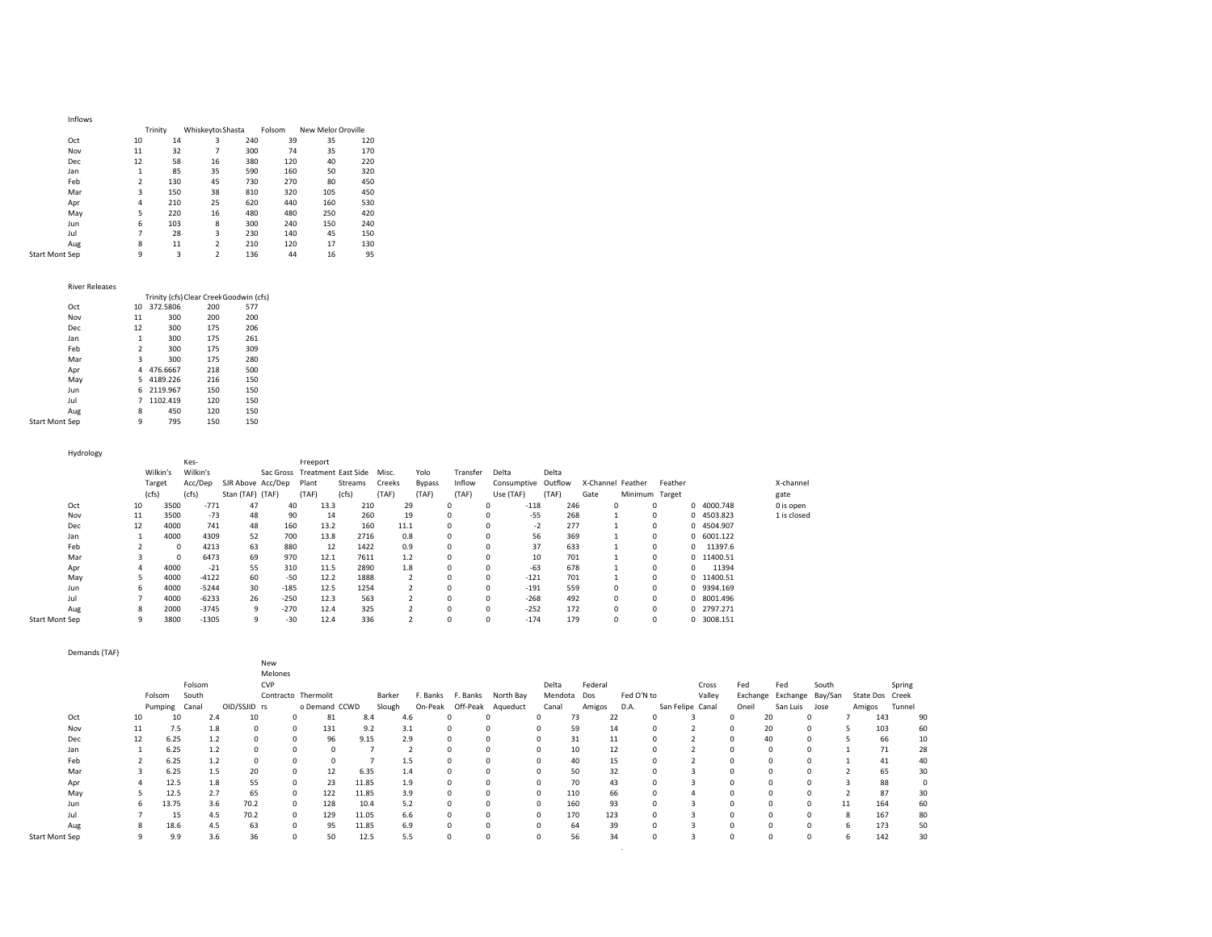## Inflows

| | | Trinity | Whiskeytown | Shasta | Folsom | New Melones | Oroville |
|---|---|---|---|---|---|---|---|
| Oct | 10 | 14 | 3 | 240 | 39 | 35 | 120 |
| Nov | 11 | 32 | 7 | 300 | 74 | 35 | 170 |
| Dec | 12 | 58 | 16 | 380 | 120 | 40 | 220 |
| Jan | 1 | 85 | 35 | 590 | 160 | 50 | 320 |
| Feb | 2 | 130 | 45 | 730 | 270 | 80 | 450 |
| Mar | 3 | 150 | 38 | 810 | 320 | 105 | 450 |
| Apr | 4 | 210 | 25 | 620 | 440 | 160 | 530 |
| May | 5 | 220 | 16 | 480 | 480 | 250 | 420 |
| Jun | 6 | 103 | 8 | 300 | 240 | 150 | 240 |
| Jul | 7 | 28 | 3 | 230 | 140 | 45 | 150 |
| Aug | 8 | 11 | 2 | 210 | 120 | 17 | 130 |
| Start Mont Sep | 9 | 3 | 2 | 136 | 44 | 16 | 95 |

## River Releases

| | | Trinity (cfs) | Clear Creek | Goodwin (cfs) |
|---|---|---|---|---|
| Oct | 10 | 372.5806 | 200 | 577 |
| Nov | 11 | 300 | 200 | 200 |
| Dec | 12 | 300 | 175 | 206 |
| Jan | 1 | 300 | 175 | 261 |
| Feb | 2 | 300 | 175 | 309 |
| Mar | 3 | 300 | 175 | 280 |
| Apr | 4 | 476.6667 | 218 | 500 |
| May | 5 | 4189.226 | 216 | 150 |
| Jun | 6 | 2119.967 | 150 | 150 |
| Jul | 7 | 1102.419 | 120 | 150 |
| Aug | 8 | 450 | 120 | 150 |
| Start Mont Sep | 9 | 795 | 150 | 150 |

## Hydrology

| | | Wilkin's Target (cfs) | Kes-Wilkin's Acc/Dep (cfs) | SJR Above Stan (TAF) | Sac Gross Acc/Dep (TAF) | Freeport Treatment Plant (TAF) | East Side Streams (cfs) | Misc. Creeks (TAF) | Yolo Bypass (TAF) | Transfer Inflow (TAF) | Delta Consumptive Use (TAF) | Delta Outflow (TAF) | X-Channel Gate | Feather Minimum | Feather Target | |
|---|---|---|---|---|---|---|---|---|---|---|---|---|---|---|---|---|
| Oct | 10 | 3500 | -771 | 47 | 40 | 13.3 | 210 | 29 | 0 | 0 | -118 | 246 | 0 | 0 | 0 | 4000.748 |
| Nov | 11 | 3500 | -73 | 48 | 90 | 14 | 260 | 19 | 0 | 0 | -55 | 268 | 1 | 0 | 0 | 4503.823 |
| Dec | 12 | 4000 | 741 | 48 | 160 | 13.2 | 160 | 11.1 | 0 | 0 | -2 | 277 | 1 | 0 | 0 | 4504.907 |
| Jan | 1 | 4000 | 4309 | 52 | 700 | 13.8 | 2716 | 0.8 | 0 | 0 | 56 | 369 | 1 | 0 | 0 | 6001.122 |
| Feb | 2 | 0 | 4213 | 63 | 880 | 12 | 1422 | 0.9 | 0 | 0 | 37 | 633 | 1 | 0 | 0 | 11397.6 |
| Mar | 3 | 0 | 6473 | 69 | 970 | 12.1 | 7611 | 1.2 | 0 | 0 | 10 | 701 | 1 | 0 | 0 | 11400.51 |
| Apr | 4 | 4000 | -21 | 55 | 310 | 11.5 | 2890 | 1.8 | 0 | 0 | -63 | 678 | 1 | 0 | 0 | 11394 |
| May | 5 | 4000 | -4122 | 60 | -50 | 12.2 | 1888 | 2 | 0 | 0 | -121 | 701 | 1 | 0 | 0 | 11400.51 |
| Jun | 6 | 4000 | -5244 | 30 | -185 | 12.5 | 1254 | 2 | 0 | 0 | -191 | 559 | 0 | 0 | 0 | 9394.169 |
| Jul | 7 | 4000 | -6233 | 26 | -250 | 12.3 | 563 | 2 | 0 | 0 | -268 | 492 | 0 | 0 | 0 | 8001.496 |
| Aug | 8 | 2000 | -3745 | 9 | -270 | 12.4 | 325 | 2 | 0 | 0 | -252 | 172 | 0 | 0 | 0 | 2797.271 |
| Start Mont Sep | 9 | 3800 | -1305 | 9 | -30 | 12.4 | 336 | 2 | 0 | 0 | -174 | 179 | 0 | 0 | 0 | 3008.151 |

X-channel gate
0 is open
1 is closed

## Demands (TAF)

| | | Folsom Pumping | Folsom South Canal | OID/SSJID | New Melones CVP Contractors | Thermolito Demand | CCWD | Barker Slough | F. Banks On-Peak | F. Banks Off-Peak | North Bay Aqueduct | Delta Mendota Canal | Federal Dos Amigos | Fed O'N to D.A. | San Felipe | Cross Valley Canal | Fed Exchange Oneil | Fed Exchange San Luis | South Bay/San Jose | State Dos Amigos | Spring Creek Tunnel |
|---|---|---|---|---|---|---|---|---|---|---|---|---|---|---|---|---|---|---|---|---|---|
| Oct | 10 | 10 | 2.4 | 10 | 0 | 81 | 8.4 | 4.6 | 0 | 0 | 0 | 73 | 22 | 0 | 3 | 0 | 20 | 0 | 7 | 143 | 90 |
| Nov | 11 | 7.5 | 1.8 | 0 | 0 | 131 | 9.2 | 3.1 | 0 | 0 | 0 | 59 | 14 | 0 | 2 | 0 | 20 | 0 | 5 | 103 | 60 |
| Dec | 12 | 6.25 | 1.2 | 0 | 0 | 96 | 9.15 | 2.9 | 0 | 0 | 0 | 31 | 11 | 0 | 2 | 0 | 40 | 0 | 5 | 66 | 10 |
| Jan | 1 | 6.25 | 1.2 | 0 | 0 | 0 | 7 | 2 | 0 | 0 | 0 | 10 | 12 | 0 | 2 | 0 | 0 | 0 | 1 | 71 | 28 |
| Feb | 2 | 6.25 | 1.2 | 0 | 0 | 0 | 7 | 1.5 | 0 | 0 | 0 | 40 | 15 | 0 | 2 | 0 | 0 | 0 | 1 | 41 | 40 |
| Mar | 3 | 6.25 | 1.5 | 20 | 0 | 12 | 6.35 | 1.4 | 0 | 0 | 0 | 50 | 32 | 0 | 3 | 0 | 0 | 0 | 2 | 65 | 30 |
| Apr | 4 | 12.5 | 1.8 | 55 | 0 | 23 | 11.85 | 1.9 | 0 | 0 | 0 | 70 | 43 | 0 | 3 | 0 | 0 | 0 | 3 | 88 | 0 |
| May | 5 | 12.5 | 2.7 | 65 | 0 | 122 | 11.85 | 3.9 | 0 | 0 | 0 | 110 | 66 | 0 | 4 | 0 | 0 | 0 | 2 | 87 | 30 |
| Jun | 6 | 13.75 | 3.6 | 70.2 | 0 | 128 | 10.4 | 5.2 | 0 | 0 | 0 | 160 | 93 | 0 | 3 | 0 | 0 | 0 | 11 | 164 | 60 |
| Jul | 7 | 15 | 4.5 | 70.2 | 0 | 129 | 11.05 | 6.6 | 0 | 0 | 0 | 170 | 123 | 0 | 3 | 0 | 0 | 0 | 8 | 167 | 80 |
| Aug | 8 | 18.6 | 4.5 | 63 | 0 | 95 | 11.85 | 6.9 | 0 | 0 | 0 | 64 | 39 | 0 | 3 | 0 | 0 | 0 | 6 | 173 | 50 |
| Start Mont Sep | 9 | 9.9 | 3.6 | 36 | 0 | 50 | 12.5 | 5.5 | 0 | 0 | 0 | 56 | 34 | 0 | 3 | 0 | 0 | 0 | 6 | 142 | 30 |